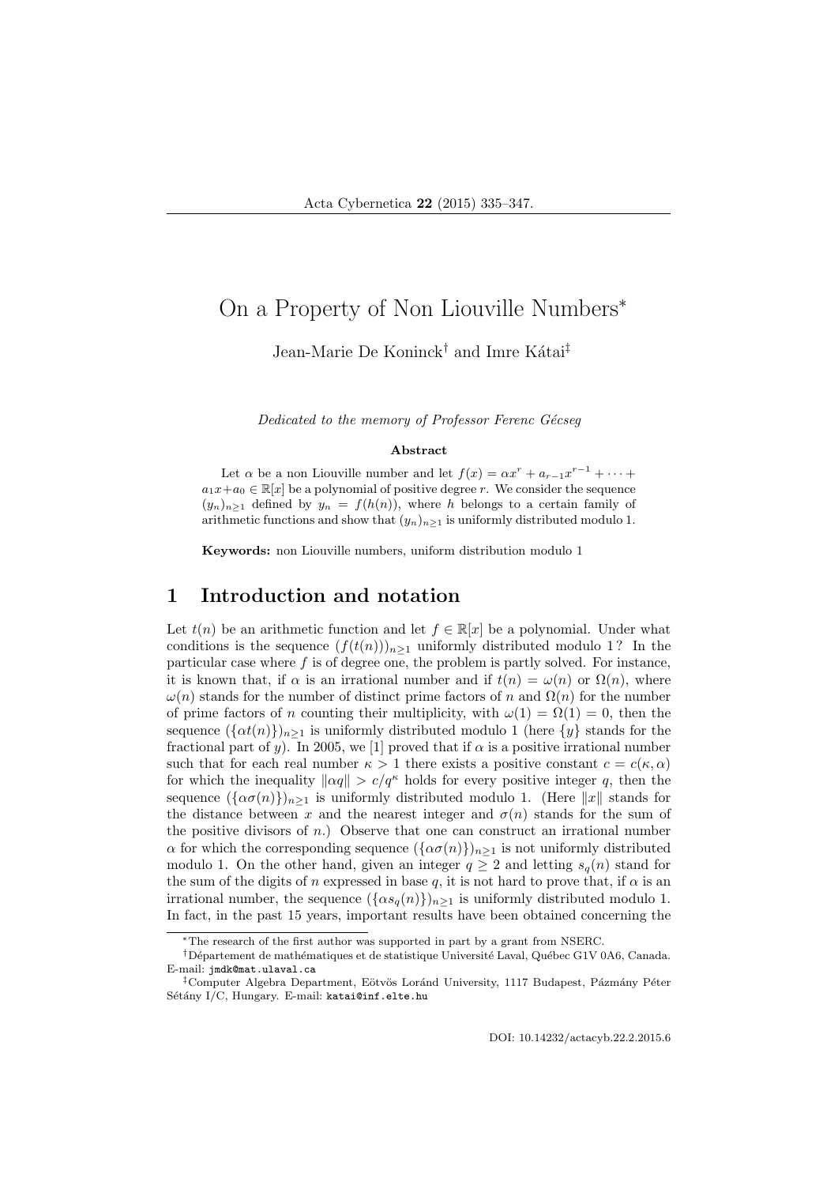# On a Property of Non Liouville Numbers*

Jean-Marie De Koninck[†] and Imre Kátai[‡]

*Dedicated to the memory of Professor Ferenc Gécseg*

### Abstract

Let $\alpha$ be a non Liouville number and let $f(x) = \alpha x^r + a_{r-1}x^{r-1} + \cdots + a_1 x + a_0 \in \mathbb{R}[x]$ be a polynomial of positive degree $r$. We consider the sequence $(y_n)_{n\geq 1}$ defined by $y_n = f(h(n))$, where $h$ belongs to a certain family of arithmetic functions and show that $(y_n)_{n\geq 1}$ is uniformly distributed modulo 1.

**Keywords:** non Liouville numbers, uniform distribution modulo 1

## 1 Introduction and notation

Let $t(n)$ be an arithmetic function and let $f \in \mathbb{R}[x]$ be a polynomial. Under what conditions is the sequence $(f(t(n)))_{n\geq 1}$ uniformly distributed modulo 1 ? In the particular case where $f$ is of degree one, the problem is partly solved. For instance, it is known that, if $\alpha$ is an irrational number and if $t(n) = \omega(n)$ or $\Omega(n)$, where $\omega(n)$ stands for the number of distinct prime factors of $n$ and $\Omega(n)$ for the number of prime factors of $n$ counting their multiplicity, with $\omega(1) = \Omega(1) = 0$, then the sequence $(\{\alpha t(n)\})_{n\geq 1}$ is uniformly distributed modulo 1 (here $\{y\}$ stands for the fractional part of $y$). In 2005, we [1] proved that if $\alpha$ is a positive irrational number such that for each real number $\kappa > 1$ there exists a positive constant $c = c(\kappa, \alpha)$ for which the inequality $\|\alpha q\| > c/q^\kappa$ holds for every positive integer $q$, then the sequence $(\{\alpha\sigma(n)\})_{n\geq 1}$ is uniformly distributed modulo 1. (Here $\|x\|$ stands for the distance between $x$ and the nearest integer and $\sigma(n)$ stands for the sum of the positive divisors of $n$.) Observe that one can construct an irrational number $\alpha$ for which the corresponding sequence $(\{\alpha\sigma(n)\})_{n\geq 1}$ is not uniformly distributed modulo 1. On the other hand, given an integer $q \geq 2$ and letting $s_q(n)$ stand for the sum of the digits of $n$ expressed in base $q$, it is not hard to prove that, if $\alpha$ is an irrational number, the sequence $(\{\alpha s_q(n)\})_{n\geq 1}$ is uniformly distributed modulo 1. In fact, in the past 15 years, important results have been obtained concerning the

---

*The research of the first author was supported in part by a grant from NSERC.

[†]Département de mathématiques et de statistique Université Laval, Québec G1V 0A6, Canada. E-mail: jmdk@mat.ulaval.ca

[‡]Computer Algebra Department, Eötvös Loránd University, 1117 Budapest, Pázmány Péter Sétány I/C, Hungary. E-mail: katai@inf.elte.hu

DOI: 10.14232/actacyb.22.2.2015.6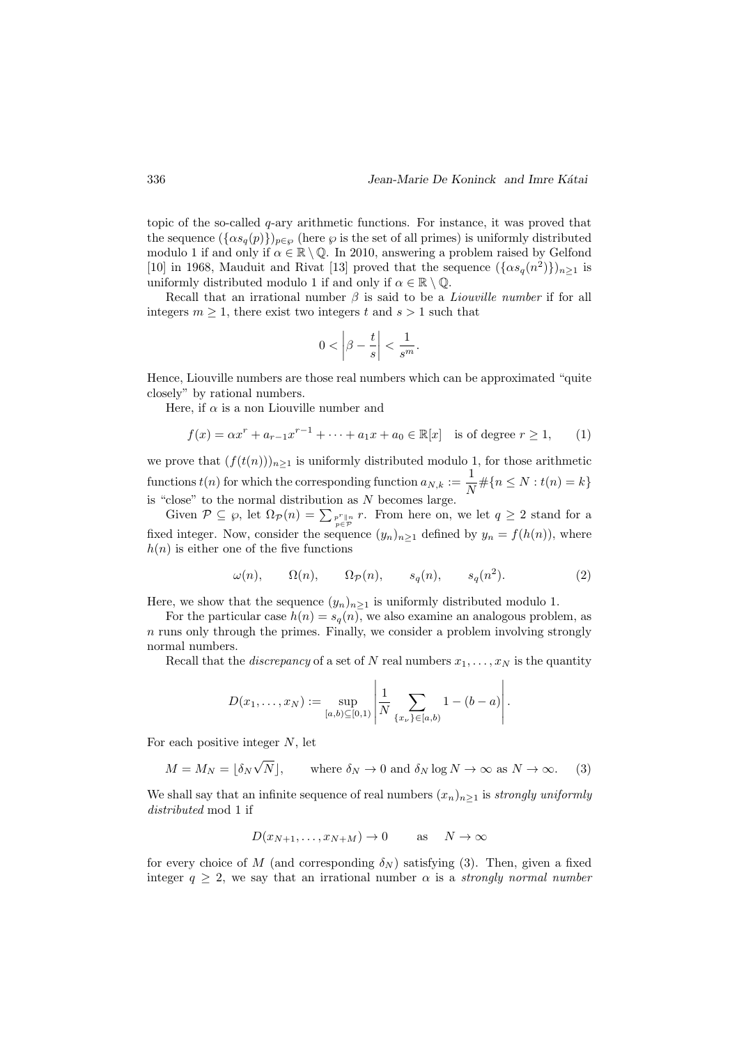topic of the so-called $q$-ary arithmetic functions. For instance, it was proved that the sequence $(\{\alpha s_q(p)\})_{p\in\wp}$ (here $\wp$ is the set of all primes) is uniformly distributed modulo 1 if and only if $\alpha \in \mathbb{R}\setminus\mathbb{Q}$. In 2010, answering a problem raised by Gelfond [10] in 1968, Mauduit and Rivat [13] proved that the sequence $(\{\alpha s_q(n^2)\})_{n\geq 1}$ is uniformly distributed modulo 1 if and only if $\alpha \in \mathbb{R}\setminus\mathbb{Q}$.

Recall that an irrational number $\beta$ is said to be a *Liouville number* if for all integers $m \geq 1$, there exist two integers $t$ and $s > 1$ such that

$$0 < \left|\beta - \frac{t}{s}\right| < \frac{1}{s^m}.$$

Hence, Liouville numbers are those real numbers which can be approximated "quite closely" by rational numbers.

Here, if $\alpha$ is a non Liouville number and

$$f(x) = \alpha x^r + a_{r-1}x^{r-1} + \cdots + a_1 x + a_0 \in \mathbb{R}[x] \quad \text{is of degree } r \geq 1, \tag{1}$$

we prove that $(f(t(n)))_{n\geq 1}$ is uniformly distributed modulo 1, for those arithmetic functions $t(n)$ for which the corresponding function $a_{N,k} := \dfrac{1}{N}\#\{n \leq N : t(n) = k\}$ is "close" to the normal distribution as $N$ becomes large.

Given $\mathcal{P} \subseteq \wp$, let $\Omega_{\mathcal{P}}(n) = \sum_{\substack{p^r \| n \\ p\in\mathcal{P}}} r$. From here on, we let $q \geq 2$ stand for a fixed integer. Now, consider the sequence $(y_n)_{n\geq 1}$ defined by $y_n = f(h(n))$, where $h(n)$ is either one of the five functions

$$\omega(n), \qquad \Omega(n), \qquad \Omega_{\mathcal{P}}(n), \qquad s_q(n), \qquad s_q(n^2). \tag{2}$$

Here, we show that the sequence $(y_n)_{n\geq 1}$ is uniformly distributed modulo 1.

For the particular case $h(n) = s_q(n)$, we also examine an analogous problem, as $n$ runs only through the primes. Finally, we consider a problem involving strongly normal numbers.

Recall that the *discrepancy* of a set of $N$ real numbers $x_1, \ldots, x_N$ is the quantity

$$D(x_1, \ldots, x_N) := \sup_{[a,b)\subseteq[0,1)} \left| \frac{1}{N} \sum_{\{x_\nu\}\in[a,b)} 1 - (b-a) \right|.$$

For each positive integer $N$, let

$$M = M_N = \lfloor \delta_N \sqrt{N} \rfloor, \qquad \text{where } \delta_N \to 0 \text{ and } \delta_N \log N \to \infty \text{ as } N \to \infty. \tag{3}$$

We shall say that an infinite sequence of real numbers $(x_n)_{n\geq 1}$ is *strongly uniformly distributed* mod 1 if

$$D(x_{N+1}, \ldots, x_{N+M}) \to 0 \qquad \text{as} \quad N \to \infty$$

for every choice of $M$ (and corresponding $\delta_N$) satisfying (3). Then, given a fixed integer $q \geq 2$, we say that an irrational number $\alpha$ is a *strongly normal number*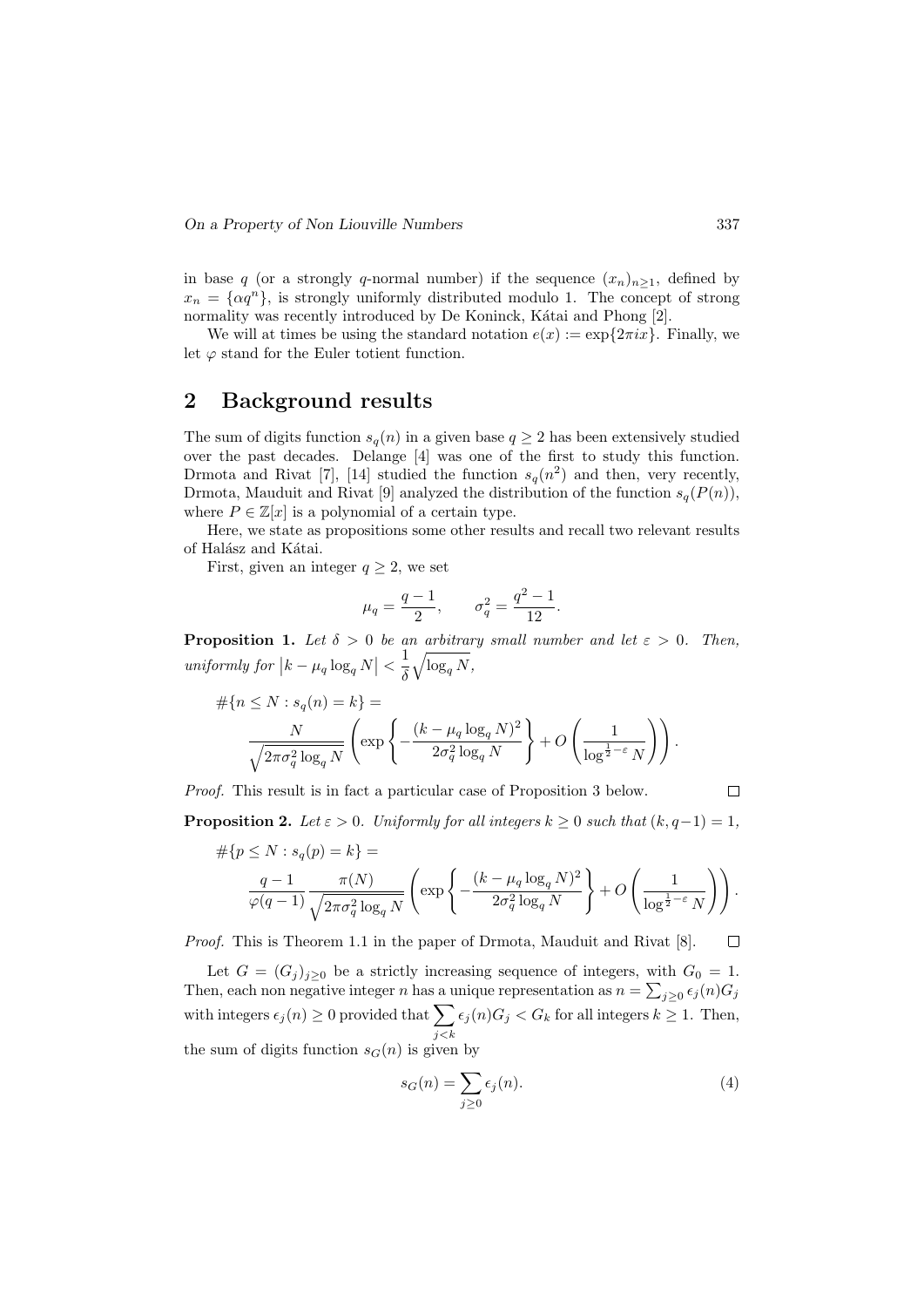in base $q$ (or a strongly $q$-normal number) if the sequence $(x_n)_{n\geq 1}$, defined by $x_n = \{\alpha q^n\}$, is strongly uniformly distributed modulo 1. The concept of strong normality was recently introduced by De Koninck, Kátai and Phong [2].

We will at times be using the standard notation $e(x) := \exp\{2\pi i x\}$. Finally, we let $\varphi$ stand for the Euler totient function.

## 2 Background results

The sum of digits function $s_q(n)$ in a given base $q \geq 2$ has been extensively studied over the past decades. Delange [4] was one of the first to study this function. Drmota and Rivat [7], [14] studied the function $s_q(n^2)$ and then, very recently, Drmota, Mauduit and Rivat [9] analyzed the distribution of the function $s_q(P(n))$, where $P \in \mathbb{Z}[x]$ is a polynomial of a certain type.

Here, we state as propositions some other results and recall two relevant results of Halász and Kátai.

First, given an integer $q \geq 2$, we set

$$\mu_q = \frac{q-1}{2}, \qquad \sigma_q^2 = \frac{q^2-1}{12}.$$

**Proposition 1.** *Let $\delta > 0$ be an arbitrary small number and let $\varepsilon > 0$. Then, uniformly for $\left|k - \mu_q \log_q N\right| < \frac{1}{\delta}\sqrt{\log_q N}$,*

$$\#\{n \leq N : s_q(n) = k\} = \frac{N}{\sqrt{2\pi\sigma_q^2 \log_q N}} \left( \exp\left\{ -\frac{(k-\mu_q \log_q N)^2}{2\sigma_q^2 \log_q N} \right\} + O\left( \frac{1}{\log^{\frac{1}{2}-\varepsilon} N} \right) \right).$$

*Proof.* This result is in fact a particular case of Proposition 3 below. $\square$

**Proposition 2.** *Let $\varepsilon > 0$. Uniformly for all integers $k \geq 0$ such that $(k, q-1) = 1$,*

$$\#\{p \leq N : s_q(p) = k\} = \frac{q-1}{\varphi(q-1)} \frac{\pi(N)}{\sqrt{2\pi\sigma_q^2 \log_q N}} \left( \exp\left\{ -\frac{(k-\mu_q \log_q N)^2}{2\sigma_q^2 \log_q N} \right\} + O\left( \frac{1}{\log^{\frac{1}{2}-\varepsilon} N} \right) \right).$$

*Proof.* This is Theorem 1.1 in the paper of Drmota, Mauduit and Rivat [8]. $\square$

Let $G = (G_j)_{j\geq 0}$ be a strictly increasing sequence of integers, with $G_0 = 1$. Then, each non negative integer $n$ has a unique representation as $n = \sum_{j\geq 0} \epsilon_j(n) G_j$ with integers $\epsilon_j(n) \geq 0$ provided that $\sum_{j<k} \epsilon_j(n) G_j < G_k$ for all integers $k \geq 1$. Then, the sum of digits function $s_G(n)$ is given by

$$s_G(n) = \sum_{j\geq 0} \epsilon_j(n). \tag{4}$$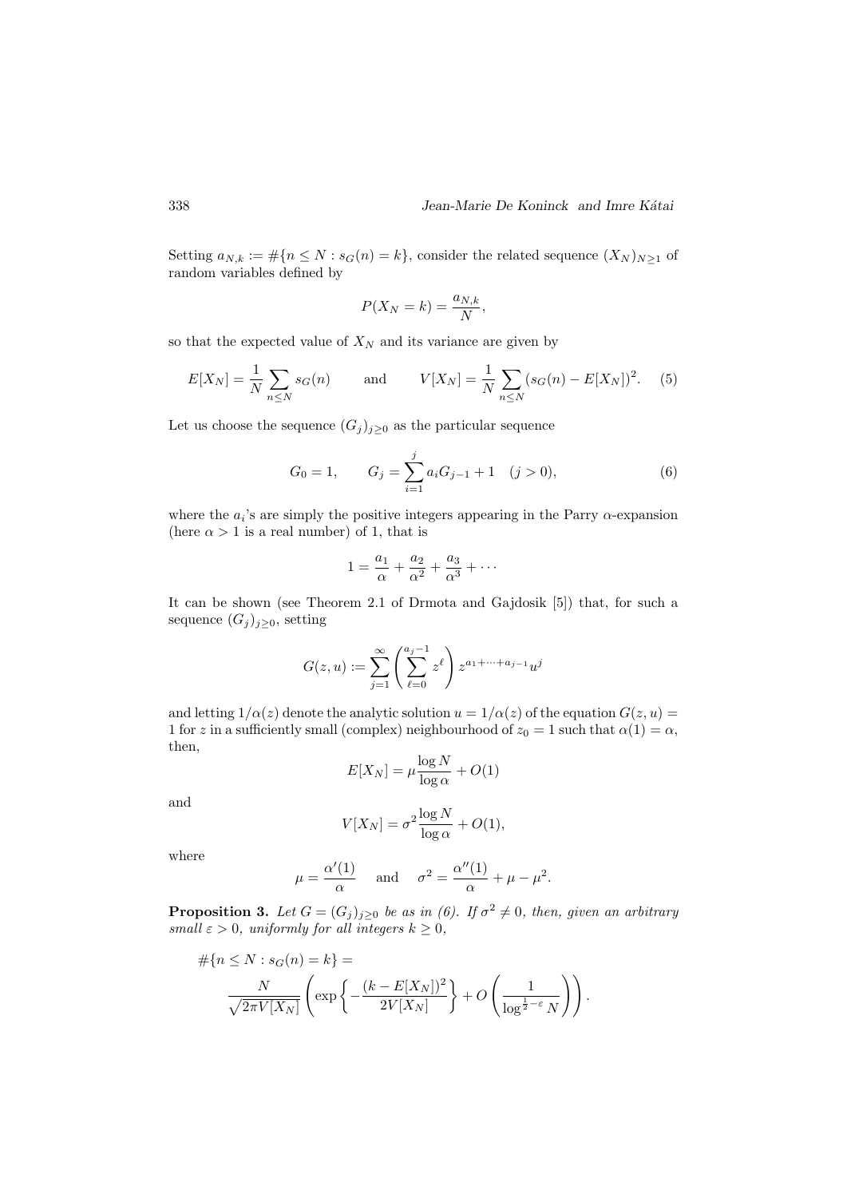Setting $a_{N,k} := \#\{n \le N : s_G(n) = k\}$, consider the related sequence $(X_N)_{N\ge 1}$ of random variables defined by

$$P(X_N = k) = \frac{a_{N,k}}{N},$$

so that the expected value of $X_N$ and its variance are given by

$$E[X_N] = \frac{1}{N}\sum_{n\le N} s_G(n) \qquad \text{and} \qquad V[X_N] = \frac{1}{N}\sum_{n\le N}(s_G(n) - E[X_N])^2. \tag{5}$$

Let us choose the sequence $(G_j)_{j\ge 0}$ as the particular sequence

$$G_0 = 1, \qquad G_j = \sum_{i=1}^{j} a_i G_{j-1} + 1 \quad (j > 0), \tag{6}$$

where the $a_i$'s are simply the positive integers appearing in the Parry $\alpha$-expansion (here $\alpha > 1$ is a real number) of 1, that is

$$1 = \frac{a_1}{\alpha} + \frac{a_2}{\alpha^2} + \frac{a_3}{\alpha^3} + \cdots$$

It can be shown (see Theorem 2.1 of Drmota and Gajdosik [5]) that, for such a sequence $(G_j)_{j\ge 0}$, setting

$$G(z,u) := \sum_{j=1}^{\infty}\left(\sum_{\ell=0}^{a_j-1} z^\ell\right) z^{a_1+\cdots+a_{j-1}} u^j$$

and letting $1/\alpha(z)$ denote the analytic solution $u = 1/\alpha(z)$ of the equation $G(z,u) = 1$ for $z$ in a sufficiently small (complex) neighbourhood of $z_0 = 1$ such that $\alpha(1) = \alpha$, then,

$$E[X_N] = \mu\frac{\log N}{\log \alpha} + O(1)$$

and

$$V[X_N] = \sigma^2\frac{\log N}{\log \alpha} + O(1),$$

where

$$\mu = \frac{\alpha'(1)}{\alpha} \quad \text{ and } \quad \sigma^2 = \frac{\alpha''(1)}{\alpha} + \mu - \mu^2.$$

**Proposition 3.** *Let $G = (G_j)_{j\ge 0}$ be as in (6). If $\sigma^2 \ne 0$, then, given an arbitrary small $\varepsilon > 0$, uniformly for all integers $k \ge 0$,*

$$\#\{n \le N : s_G(n) = k\} = \frac{N}{\sqrt{2\pi V[X_N]}}\left(\exp\left\{-\frac{(k - E[X_N])^2}{2V[X_N]}\right\} + O\left(\frac{1}{\log^{\frac{1}{2}-\varepsilon} N}\right)\right).$$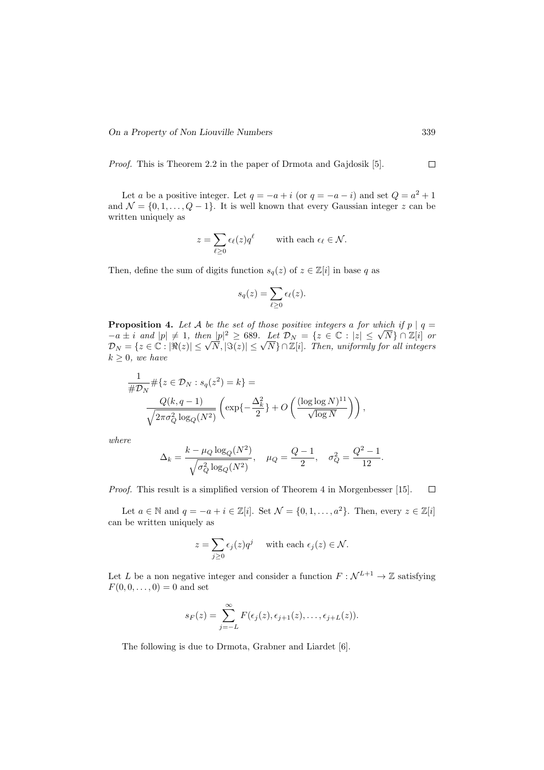*Proof.* This is Theorem 2.2 in the paper of Drmota and Gajdosik [5]. $\square$

Let $a$ be a positive integer. Let $q = -a + i$ (or $q = -a - i$) and set $Q = a^2 + 1$ and $\mathcal{N} = \{0, 1, \ldots, Q-1\}$. It is well known that every Gaussian integer $z$ can be written uniquely as

$$z = \sum_{\ell \geq 0} \epsilon_\ell(z) q^\ell \qquad \text{with each } \epsilon_\ell \in \mathcal{N}.$$

Then, define the sum of digits function $s_q(z)$ of $z \in \mathbb{Z}[i]$ in base $q$ as

$$s_q(z) = \sum_{\ell \geq 0} \epsilon_\ell(z).$$

**Proposition 4.** *Let $\mathcal{A}$ be the set of those positive integers $a$ for which if $p \mid q = -a \pm i$ and $|p| \neq 1$, then $|p|^2 \geq 689$. Let $\mathcal{D}_N = \{z \in \mathbb{C} : |z| \leq \sqrt{N}\} \cap \mathbb{Z}[i]$ or $\mathcal{D}_N = \{z \in \mathbb{C} : |\Re(z)| \leq \sqrt{N}, |\Im(z)| \leq \sqrt{N}\} \cap \mathbb{Z}[i]$. Then, uniformly for all integers $k \geq 0$, we have*

$$\frac{1}{\#\mathcal{D}_N} \#\{z \in \mathcal{D}_N : s_q(z^2) = k\} = \frac{Q(k, q-1)}{\sqrt{2\pi\sigma_Q^2 \log_Q(N^2)}} \left( \exp\{-\frac{\Delta_k^2}{2}\} + O\left( \frac{(\log\log N)^{11}}{\sqrt{\log N}} \right) \right),$$

*where*

$$\Delta_k = \frac{k - \mu_Q \log_Q(N^2)}{\sqrt{\sigma_Q^2 \log_Q(N^2)}}, \quad \mu_Q = \frac{Q-1}{2}, \quad \sigma_Q^2 = \frac{Q^2 - 1}{12}.$$

*Proof.* This result is a simplified version of Theorem 4 in Morgenbesser [15]. $\square$

Let $a \in \mathbb{N}$ and $q = -a + i \in \mathbb{Z}[i]$. Set $\mathcal{N} = \{0, 1, \ldots, a^2\}$. Then, every $z \in \mathbb{Z}[i]$ can be written uniquely as

$$z = \sum_{j \geq 0} \epsilon_j(z) q^j \quad \text{with each } \epsilon_j(z) \in \mathcal{N}.$$

Let $L$ be a non negative integer and consider a function $F : \mathcal{N}^{L+1} \to \mathbb{Z}$ satisfying $F(0, 0, \ldots, 0) = 0$ and set

$$s_F(z) = \sum_{j=-L}^{\infty} F(\epsilon_j(z), \epsilon_{j+1}(z), \ldots, \epsilon_{j+L}(z)).$$

The following is due to Drmota, Grabner and Liardet [6].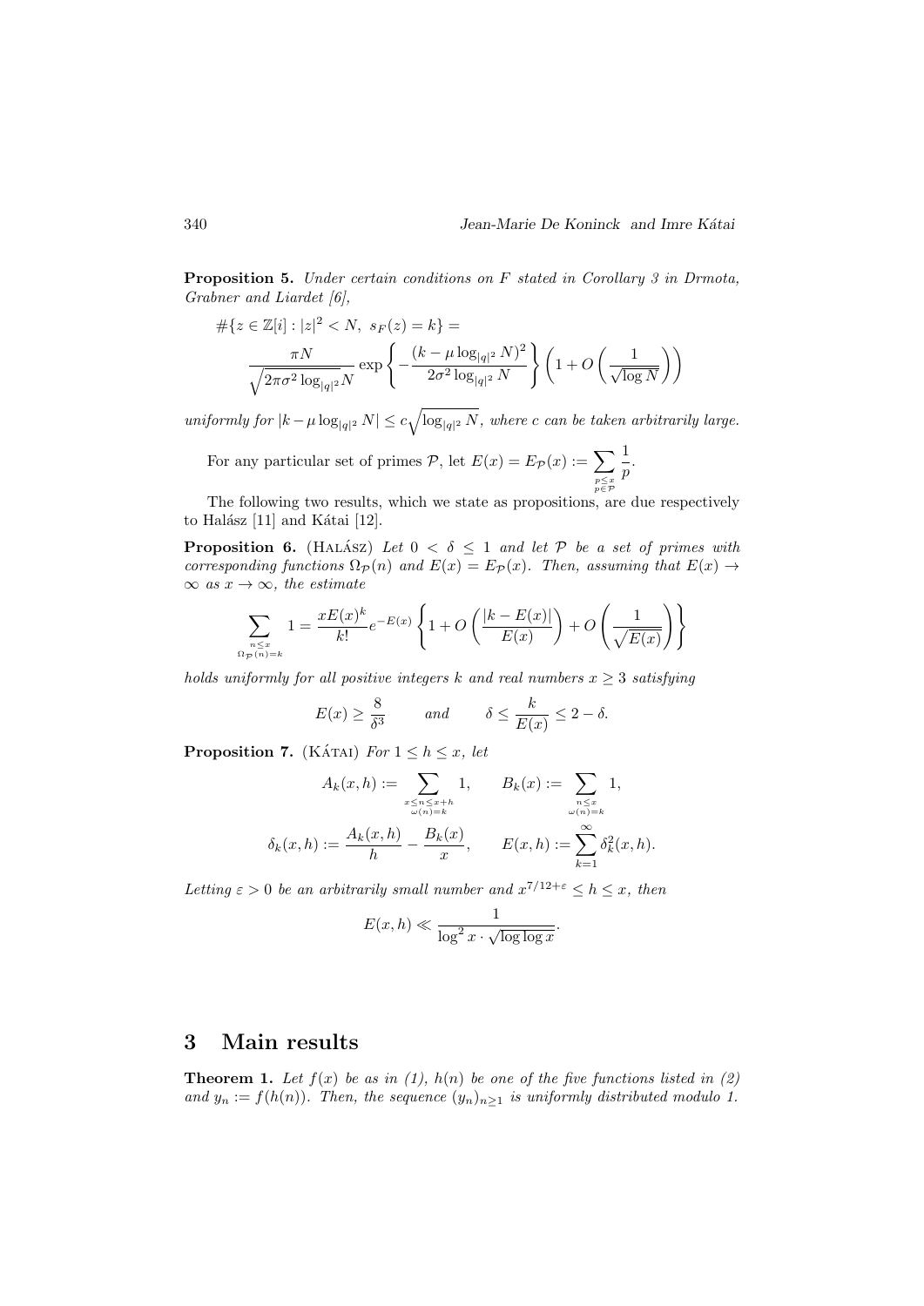**Proposition 5.** *Under certain conditions on $F$ stated in Corollary 3 in Drmota, Grabner and Liardet [6],*

$$\#\{z \in \mathbb{Z}[i] : |z|^2 < N,\ s_F(z) = k\} = \frac{\pi N}{\sqrt{2\pi\sigma^2 \log_{|q|^2} N}} \exp\left\{ -\frac{(k - \mu \log_{|q|^2} N)^2}{2\sigma^2 \log_{|q|^2} N} \right\} \left(1 + O\left(\frac{1}{\sqrt{\log N}}\right)\right)$$

*uniformly for $|k - \mu \log_{|q|^2} N| \le c\sqrt{\log_{|q|^2} N}$, where $c$ can be taken arbitrarily large.*

For any particular set of primes $\mathcal{P}$, let $E(x) = E_{\mathcal{P}}(x) := \displaystyle\sum_{\substack{p \le x \\ p \in \mathcal{P}}} \frac{1}{p}$.

The following two results, which we state as propositions, are due respectively to Halász [11] and Kátai [12].

**Proposition 6.** (Halász) *Let $0 < \delta \le 1$ and let $\mathcal{P}$ be a set of primes with corresponding functions $\Omega_{\mathcal{P}}(n)$ and $E(x) = E_{\mathcal{P}}(x)$. Then, assuming that $E(x) \to \infty$ as $x \to \infty$, the estimate*

$$\sum_{\substack{n \le x \\ \Omega_{\mathcal{P}}(n) = k}} 1 = \frac{xE(x)^k}{k!} e^{-E(x)} \left\{ 1 + O\left(\frac{|k - E(x)|}{E(x)}\right) + O\left(\frac{1}{\sqrt{E(x)}}\right) \right\}$$

*holds uniformly for all positive integers $k$ and real numbers $x \ge 3$ satisfying*

$$E(x) \ge \frac{8}{\delta^3} \qquad \text{and} \qquad \delta \le \frac{k}{E(x)} \le 2 - \delta.$$

**Proposition 7.** (Kátai) *For $1 \le h \le x$, let*

$$A_k(x,h) := \sum_{\substack{x \le n \le x+h \\ \omega(n) = k}} 1, \qquad B_k(x) := \sum_{\substack{n \le x \\ \omega(n) = k}} 1,$$

$$\delta_k(x,h) := \frac{A_k(x,h)}{h} - \frac{B_k(x)}{x}, \qquad E(x,h) := \sum_{k=1}^{\infty} \delta_k^2(x,h).$$

*Letting $\varepsilon > 0$ be an arbitrarily small number and $x^{7/12+\varepsilon} \le h \le x$, then*

$$E(x,h) \ll \frac{1}{\log^2 x \cdot \sqrt{\log\log x}}.$$

## 3 Main results

**Theorem 1.** *Let $f(x)$ be as in (1), $h(n)$ be one of the five functions listed in (2) and $y_n := f(h(n))$. Then, the sequence $(y_n)_{n \ge 1}$ is uniformly distributed modulo 1.*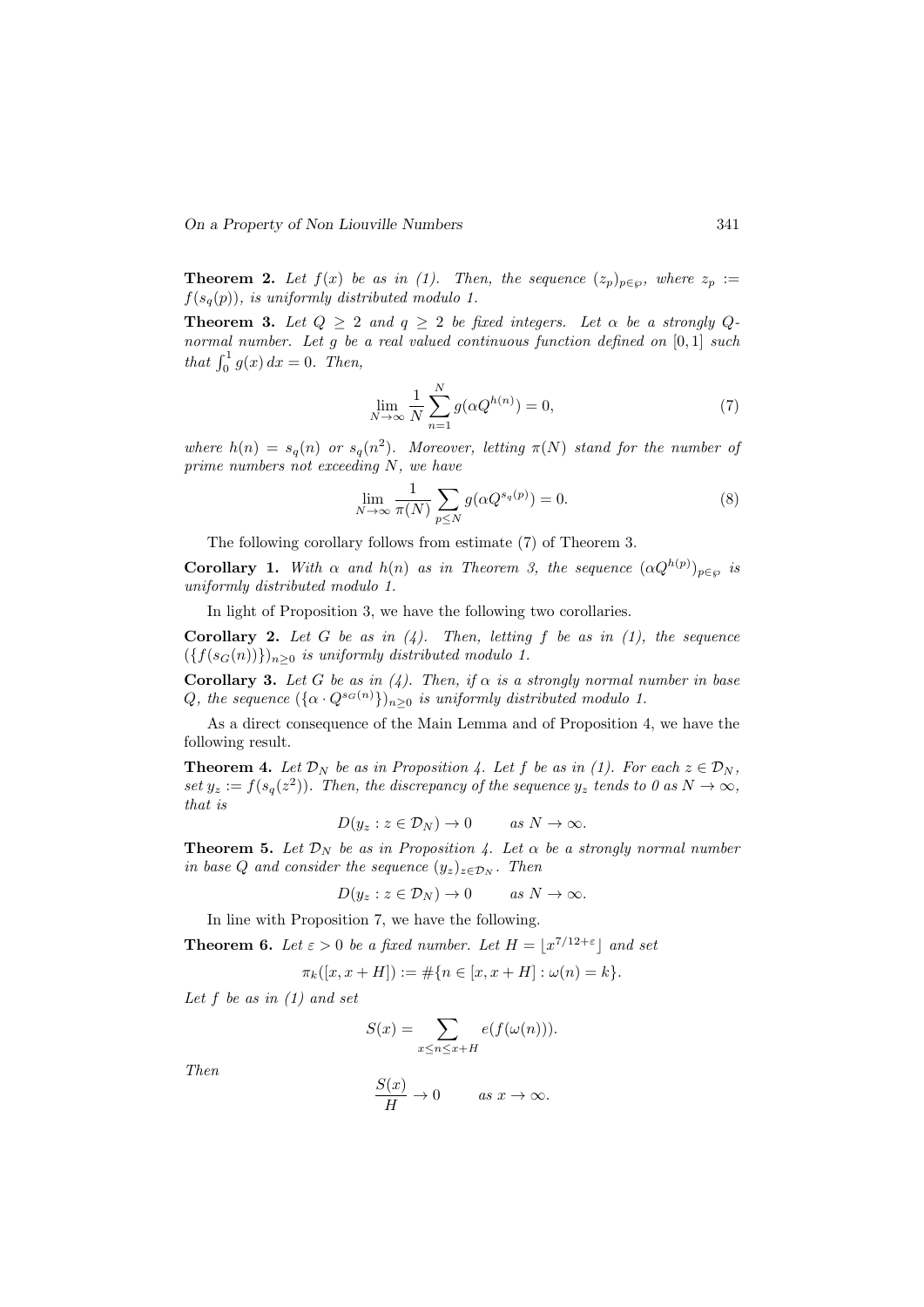**Theorem 2.** *Let $f(x)$ be as in (1). Then, the sequence $(z_p)_{p\in\wp}$, where $z_p := f(s_q(p))$, is uniformly distributed modulo 1.*

**Theorem 3.** *Let $Q \geq 2$ and $q \geq 2$ be fixed integers. Let $\alpha$ be a strongly $Q$-normal number. Let $g$ be a real valued continuous function defined on $[0,1]$ such that $\int_0^1 g(x)\,dx = 0$. Then,*

$$\lim_{N\to\infty} \frac{1}{N}\sum_{n=1}^{N} g(\alpha Q^{h(n)}) = 0, \tag{7}$$

*where $h(n) = s_q(n)$ or $s_q(n^2)$. Moreover, letting $\pi(N)$ stand for the number of prime numbers not exceeding $N$, we have*

$$\lim_{N\to\infty} \frac{1}{\pi(N)}\sum_{p\leq N} g(\alpha Q^{s_q(p)}) = 0. \tag{8}$$

The following corollary follows from estimate (7) of Theorem 3.

**Corollary 1.** *With $\alpha$ and $h(n)$ as in Theorem 3, the sequence $(\alpha Q^{h(p)})_{p\in\wp}$ is uniformly distributed modulo 1.*

In light of Proposition 3, we have the following two corollaries.

**Corollary 2.** *Let $G$ be as in (4). Then, letting $f$ be as in (1), the sequence $(\{f(s_G(n))\})_{n\geq 0}$ is uniformly distributed modulo 1.*

**Corollary 3.** *Let $G$ be as in (4). Then, if $\alpha$ is a strongly normal number in base $Q$, the sequence $(\{\alpha\cdot Q^{s_G(n)}\})_{n\geq 0}$ is uniformly distributed modulo 1.*

As a direct consequence of the Main Lemma and of Proposition 4, we have the following result.

**Theorem 4.** *Let $\mathcal{D}_N$ be as in Proposition 4. Let $f$ be as in (1). For each $z\in\mathcal{D}_N$, set $y_z := f(s_q(z^2))$. Then, the discrepancy of the sequence $y_z$ tends to 0 as $N\to\infty$, that is*

$$D(y_z : z\in\mathcal{D}_N) \to 0 \qquad \text{as } N\to\infty.$$

**Theorem 5.** *Let $\mathcal{D}_N$ be as in Proposition 4. Let $\alpha$ be a strongly normal number in base $Q$ and consider the sequence $(y_z)_{z\in\mathcal{D}_N}$. Then*

$$D(y_z : z\in\mathcal{D}_N) \to 0 \qquad \text{as } N\to\infty.$$

In line with Proposition 7, we have the following.

**Theorem 6.** *Let $\varepsilon > 0$ be a fixed number. Let $H = \lfloor x^{7/12+\varepsilon}\rfloor$ and set*

$$\pi_k([x,x+H]) := \#\{n\in[x,x+H] : \omega(n) = k\}.$$

*Let $f$ be as in (1) and set*

$$S(x) = \sum_{x\leq n\leq x+H} e(f(\omega(n))).$$

*Then*

$$\frac{S(x)}{H} \to 0 \qquad \text{as } x\to\infty.$$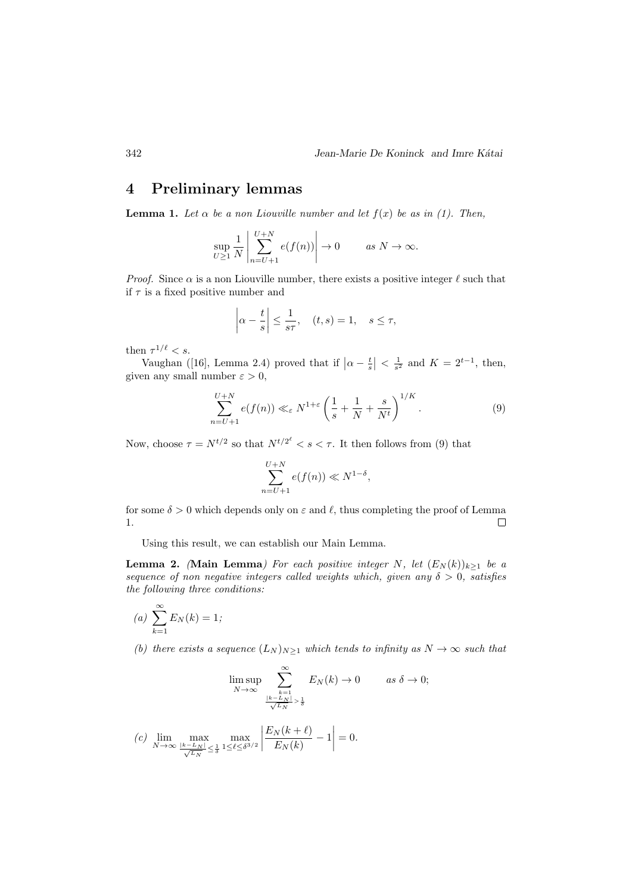## 4 Preliminary lemmas

**Lemma 1.** *Let $\alpha$ be a non Liouville number and let $f(x)$ be as in (1). Then,*

$$\sup_{U\geq 1} \frac{1}{N}\left|\sum_{n=U+1}^{U+N} e(f(n))\right| \to 0 \qquad \text{as } N\to\infty.$$

*Proof.* Since $\alpha$ is a non Liouville number, there exists a positive integer $\ell$ such that if $\tau$ is a fixed positive number and

$$\left|\alpha - \frac{t}{s}\right| \leq \frac{1}{s\tau}, \quad (t,s)=1, \quad s\leq \tau,$$

then $\tau^{1/\ell} < s$.

Vaughan ([16], Lemma 2.4) proved that if $\left|\alpha - \frac{t}{s}\right| < \frac{1}{s^2}$ and $K = 2^{t-1}$, then, given any small number $\varepsilon > 0$,

$$\sum_{n=U+1}^{U+N} e(f(n)) \ll_\varepsilon N^{1+\varepsilon}\left(\frac{1}{s}+\frac{1}{N}+\frac{s}{N^t}\right)^{1/K}. \tag{9}$$

Now, choose $\tau = N^{t/2}$ so that $N^{t/2^\ell} < s < \tau$. It then follows from (9) that

$$\sum_{n=U+1}^{U+N} e(f(n)) \ll N^{1-\delta},$$

for some $\delta > 0$ which depends only on $\varepsilon$ and $\ell$, thus completing the proof of Lemma 1. $\square$

Using this result, we can establish our Main Lemma.

**Lemma 2.** *(**Main Lemma**) For each positive integer $N$, let $(E_N(k))_{k\geq 1}$ be a sequence of non negative integers called weights which, given any $\delta > 0$, satisfies the following three conditions:*

*(a)* $\displaystyle\sum_{k=1}^{\infty} E_N(k) = 1$;

*(b) there exists a sequence $(L_N)_{N\geq 1}$ which tends to infinity as $N\to\infty$ such that*

$$\limsup_{N\to\infty} \sum_{\substack{k=1\\ \frac{|k-L_N|}{\sqrt{L_N}} > \frac{1}{\delta}}}^{\infty} E_N(k) \to 0 \qquad \text{as } \delta \to 0;$$

*(c)* $\displaystyle\lim_{N\to\infty} \max_{\frac{|k-L_N|}{\sqrt{L_N}}\leq \frac{1}{\delta}} \max_{1\leq \ell \leq \delta^{3/2}} \left|\frac{E_N(k+\ell)}{E_N(k)} - 1\right| = 0.$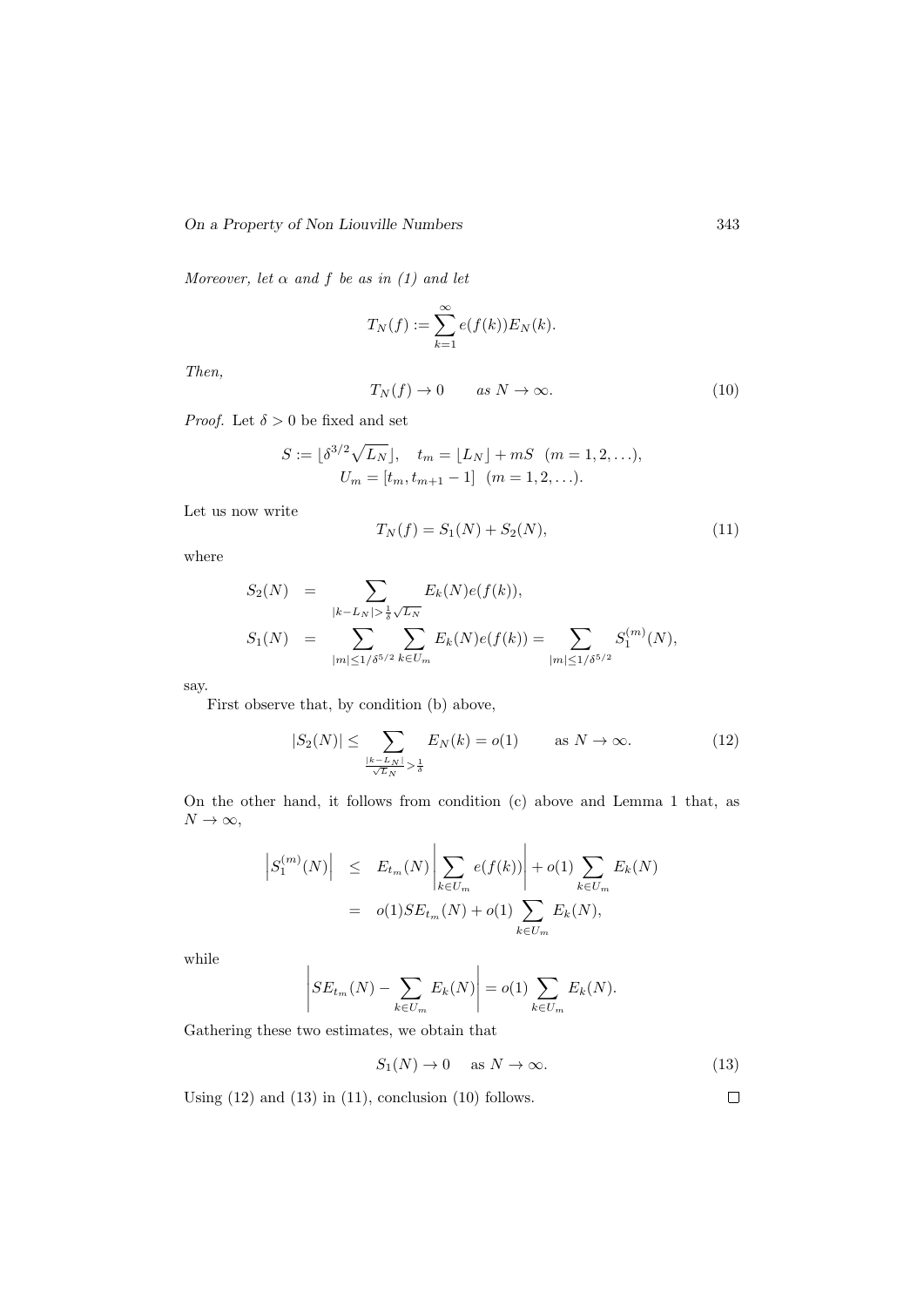*Moreover, let $\alpha$ and $f$ be as in (1) and let*

$$T_N(f) := \sum_{k=1}^{\infty} e(f(k)) E_N(k).$$

*Then,*

$$T_N(f) \to 0 \qquad \text{as } N \to \infty. \tag{10}$$

*Proof.* Let $\delta > 0$ be fixed and set

$$S := \lfloor \delta^{3/2} \sqrt{L_N} \rfloor, \quad t_m = \lfloor L_N \rfloor + mS \;\; (m = 1, 2, \ldots),$$
$$U_m = [t_m, t_{m+1} - 1] \;\; (m = 1, 2, \ldots).$$

Let us now write

$$T_N(f) = S_1(N) + S_2(N), \tag{11}$$

where

$$\begin{aligned} S_2(N) &= \sum_{|k - L_N| > \frac{1}{\delta}\sqrt{L_N}} E_k(N) e(f(k)), \\ S_1(N) &= \sum_{|m| \le 1/\delta^{5/2}} \sum_{k \in U_m} E_k(N) e(f(k)) = \sum_{|m| \le 1/\delta^{5/2}} S_1^{(m)}(N), \end{aligned}$$

say.

First observe that, by condition (b) above,

$$|S_2(N)| \le \sum_{\frac{|k - L_N|}{\sqrt{L_N}} > \frac{1}{\delta}} E_N(k) = o(1) \qquad \text{as } N \to \infty. \tag{12}$$

On the other hand, it follows from condition (c) above and Lemma 1 that, as $N \to \infty$,

$$\begin{aligned} \left| S_1^{(m)}(N) \right| &\le E_{t_m}(N) \left| \sum_{k \in U_m} e(f(k)) \right| + o(1) \sum_{k \in U_m} E_k(N) \\ &= o(1) S E_{t_m}(N) + o(1) \sum_{k \in U_m} E_k(N), \end{aligned}$$

while

$$\left| S E_{t_m}(N) - \sum_{k \in U_m} E_k(N) \right| = o(1) \sum_{k \in U_m} E_k(N).$$

Gathering these two estimates, we obtain that

$$S_1(N) \to 0 \quad \text{as } N \to \infty. \tag{13}$$

Using (12) and (13) in (11), conclusion (10) follows. $\square$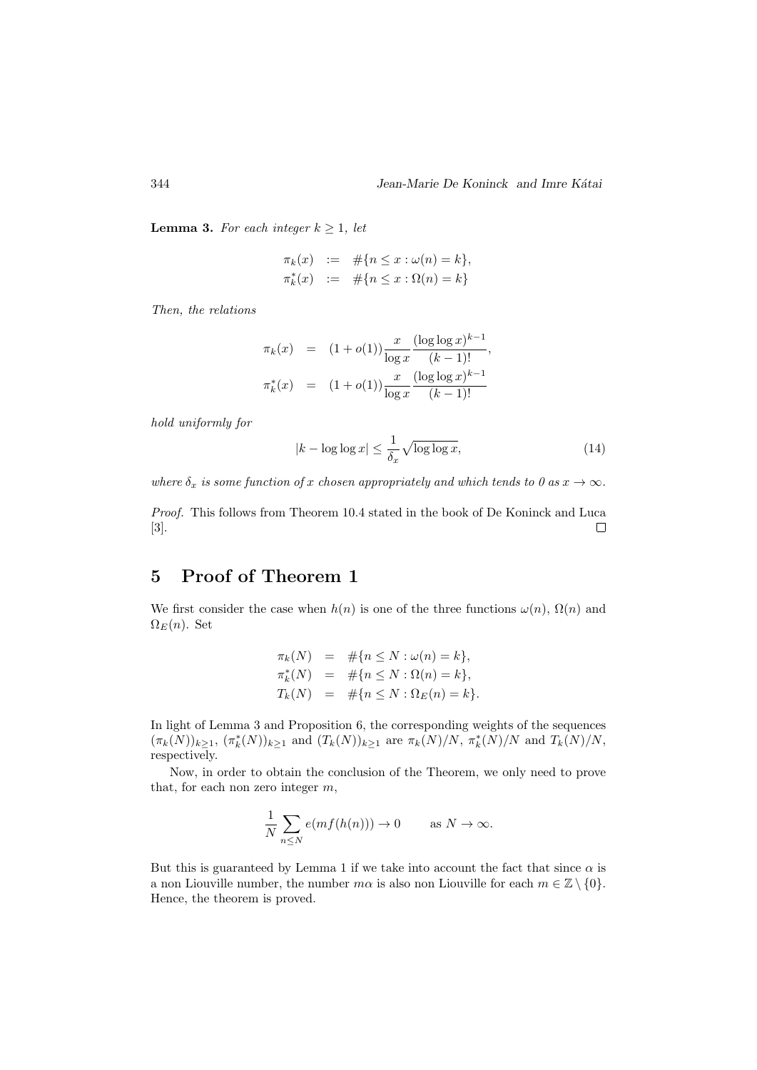**Lemma 3.** *For each integer $k \geq 1$, let*

$$
\begin{aligned}
\pi_k(x) &:= \#\{n \leq x : \omega(n) = k\}, \\
\pi_k^*(x) &:= \#\{n \leq x : \Omega(n) = k\}
\end{aligned}
$$

*Then, the relations*

$$
\begin{aligned}
\pi_k(x) &= (1+o(1)) \frac{x}{\log x} \frac{(\log\log x)^{k-1}}{(k-1)!}, \\
\pi_k^*(x) &= (1+o(1)) \frac{x}{\log x} \frac{(\log\log x)^{k-1}}{(k-1)!}
\end{aligned}
$$

*hold uniformly for*

$$
|k - \log\log x| \leq \frac{1}{\delta_x} \sqrt{\log\log x}, \tag{14}
$$

*where $\delta_x$ is some function of $x$ chosen appropriately and which tends to 0 as $x \to \infty$.*

*Proof.* This follows from Theorem 10.4 stated in the book of De Koninck and Luca [3]. $\square$

## 5 Proof of Theorem 1

We first consider the case when $h(n)$ is one of the three functions $\omega(n)$, $\Omega(n)$ and $\Omega_E(n)$. Set

$$
\begin{aligned}
\pi_k(N) &= \#\{n \leq N : \omega(n) = k\}, \\
\pi_k^*(N) &= \#\{n \leq N : \Omega(n) = k\}, \\
T_k(N) &= \#\{n \leq N : \Omega_E(n) = k\}.
\end{aligned}
$$

In light of Lemma 3 and Proposition 6, the corresponding weights of the sequences $(\pi_k(N))_{k\geq 1}$, $(\pi_k^*(N))_{k\geq 1}$ and $(T_k(N))_{k\geq 1}$ are $\pi_k(N)/N$, $\pi_k^*(N)/N$ and $T_k(N)/N$, respectively.

Now, in order to obtain the conclusion of the Theorem, we only need to prove that, for each non zero integer $m$,

$$
\frac{1}{N} \sum_{n \leq N} e(mf(h(n))) \to 0 \qquad \text{as } N \to \infty.
$$

But this is guaranteed by Lemma 1 if we take into account the fact that since $\alpha$ is a non Liouville number, the number $m\alpha$ is also non Liouville for each $m \in \mathbb{Z} \setminus \{0\}$. Hence, the theorem is proved.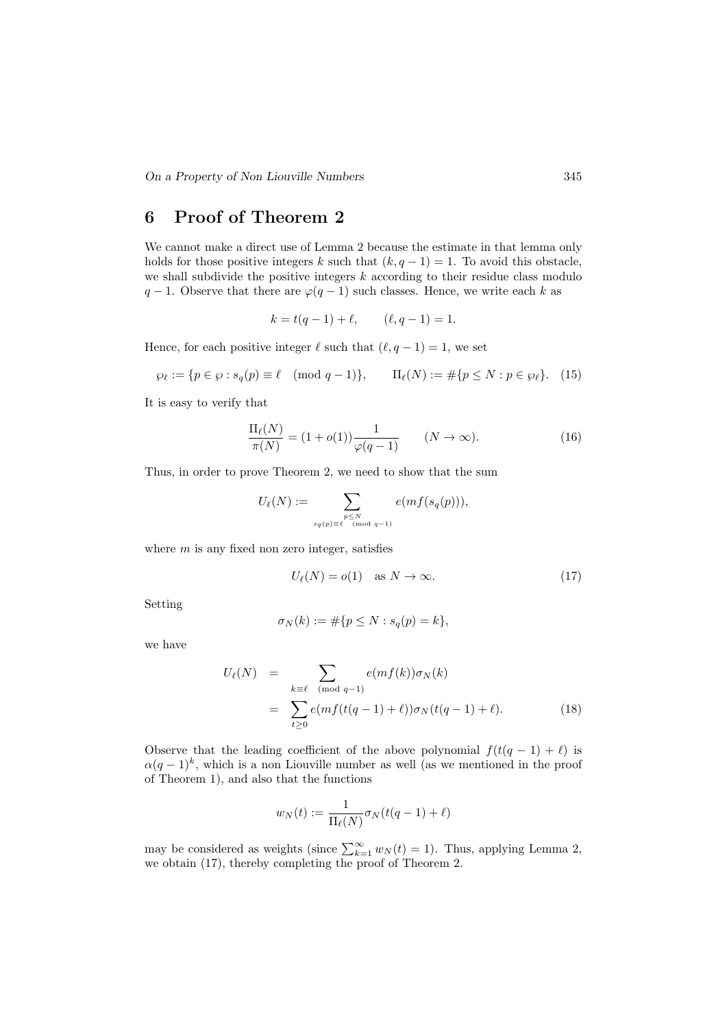## 6 Proof of Theorem 2

We cannot make a direct use of Lemma 2 because the estimate in that lemma only holds for those positive integers $k$ such that $(k, q-1) = 1$. To avoid this obstacle, we shall subdivide the positive integers $k$ according to their residue class modulo $q-1$. Observe that there are $\varphi(q-1)$ such classes. Hence, we write each $k$ as

$$k = t(q-1) + \ell, \qquad (\ell, q-1) = 1.$$

Hence, for each positive integer $\ell$ such that $(\ell, q-1) = 1$, we set

$$\wp_\ell := \{p \in \wp : s_q(p) \equiv \ell \pmod{q-1}\}, \qquad \Pi_\ell(N) := \#\{p \le N : p \in \wp_\ell\}. \quad (15)$$

It is easy to verify that

$$\frac{\Pi_\ell(N)}{\pi(N)} = (1 + o(1)) \frac{1}{\varphi(q-1)} \qquad (N \to \infty). \quad (16)$$

Thus, in order to prove Theorem 2, we need to show that the sum

$$U_\ell(N) := \sum_{\substack{p \le N \\ s_q(p) \equiv \ell \pmod{q-1}}} e(mf(s_q(p))),$$

where $m$ is any fixed non zero integer, satisfies

$$U_\ell(N) = o(1) \quad \text{as } N \to \infty. \quad (17)$$

Setting

$$\sigma_N(k) := \#\{p \le N : s_q(p) = k\},$$

we have

$$\begin{aligned} U_\ell(N) &= \sum_{k \equiv \ell \pmod{q-1}} e(mf(k)) \sigma_N(k) \\ &= \sum_{t \ge 0} e(mf(t(q-1) + \ell)) \sigma_N(t(q-1) + \ell). \end{aligned} \quad (18)$$

Observe that the leading coefficient of the above polynomial $f(t(q-1) + \ell)$ is $\alpha(q-1)^k$, which is a non Liouville number as well (as we mentioned in the proof of Theorem 1), and also that the functions

$$w_N(t) := \frac{1}{\Pi_\ell(N)} \sigma_N(t(q-1) + \ell)$$

may be considered as weights (since $\sum_{k=1}^{\infty} w_N(t) = 1$). Thus, applying Lemma 2, we obtain (17), thereby completing the proof of Theorem 2.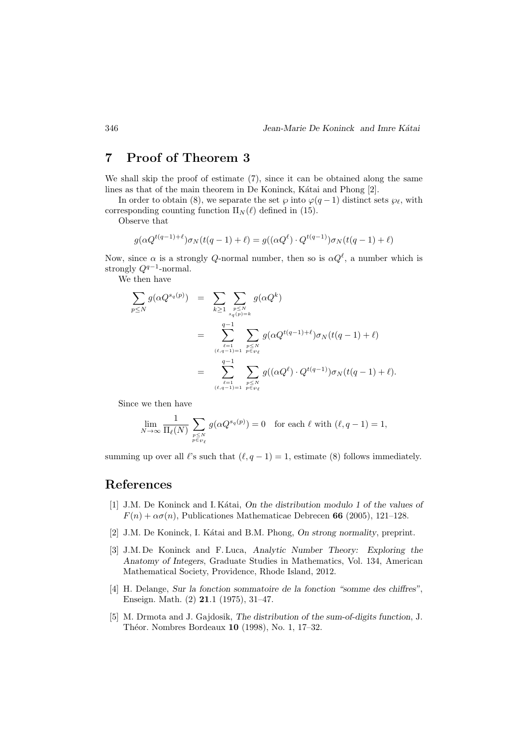## 7 Proof of Theorem 3

We shall skip the proof of estimate (7), since it can be obtained along the same lines as that of the main theorem in De Koninck, Kátai and Phong [2].

In order to obtain (8), we separate the set $\wp$ into $\varphi(q-1)$ distinct sets $\wp_\ell$, with corresponding counting function $\Pi_N(\ell)$ defined in (15).

Observe that

$$g(\alpha Q^{t(q-1)+\ell})\sigma_N(t(q-1)+\ell) = g((\alpha Q^\ell)\cdot Q^{t(q-1)})\sigma_N(t(q-1)+\ell)$$

Now, since $\alpha$ is a strongly $Q$-normal number, then so is $\alpha Q^\ell$, a number which is strongly $Q^{q-1}$-normal.

We then have

$$\begin{aligned}
\sum_{p\le N} g(\alpha Q^{s_q(p)}) &= \sum_{k\ge 1}\sum_{\substack{p\le N\\ s_q(p)=k}} g(\alpha Q^k)\\
&= \sum_{\substack{\ell=1\\(\ell,q-1)=1}}^{q-1}\sum_{\substack{p\le N\\ p\in\wp_\ell}} g(\alpha Q^{t(q-1)+\ell})\sigma_N(t(q-1)+\ell)\\
&= \sum_{\substack{\ell=1\\(\ell,q-1)=1}}^{q-1}\sum_{\substack{p\le N\\ p\in\wp_\ell}} g((\alpha Q^\ell)\cdot Q^{t(q-1)})\sigma_N(t(q-1)+\ell).
\end{aligned}$$

Since we then have

$$\lim_{N\to\infty}\frac{1}{\Pi_\ell(N)}\sum_{\substack{p\le N\\ p\in\wp_\ell}} g(\alpha Q^{s_q(p)}) = 0 \quad \text{for each } \ell \text{ with } (\ell,q-1)=1,$$

summing up over all $\ell$'s such that $(\ell,q-1)=1$, estimate (8) follows immediately.

## References

[1] J.M. De Koninck and I. Kátai, *On the distribution modulo 1 of the values of $F(n)+\alpha\sigma(n)$*, Publicationes Mathematicae Debrecen **66** (2005), 121–128.

[2] J.M. De Koninck, I. Kátai and B.M. Phong, *On strong normality*, preprint.

[3] J.M. De Koninck and F. Luca, *Analytic Number Theory: Exploring the Anatomy of Integers*, Graduate Studies in Mathematics, Vol. 134, American Mathematical Society, Providence, Rhode Island, 2012.

[4] H. Delange, *Sur la fonction sommatoire de la fonction "somme des chiffres"*, Enseign. Math. (2) **21**.1 (1975), 31–47.

[5] M. Drmota and J. Gajdosik, *The distribution of the sum-of-digits function*, J. Théor. Nombres Bordeaux **10** (1998), No. 1, 17–32.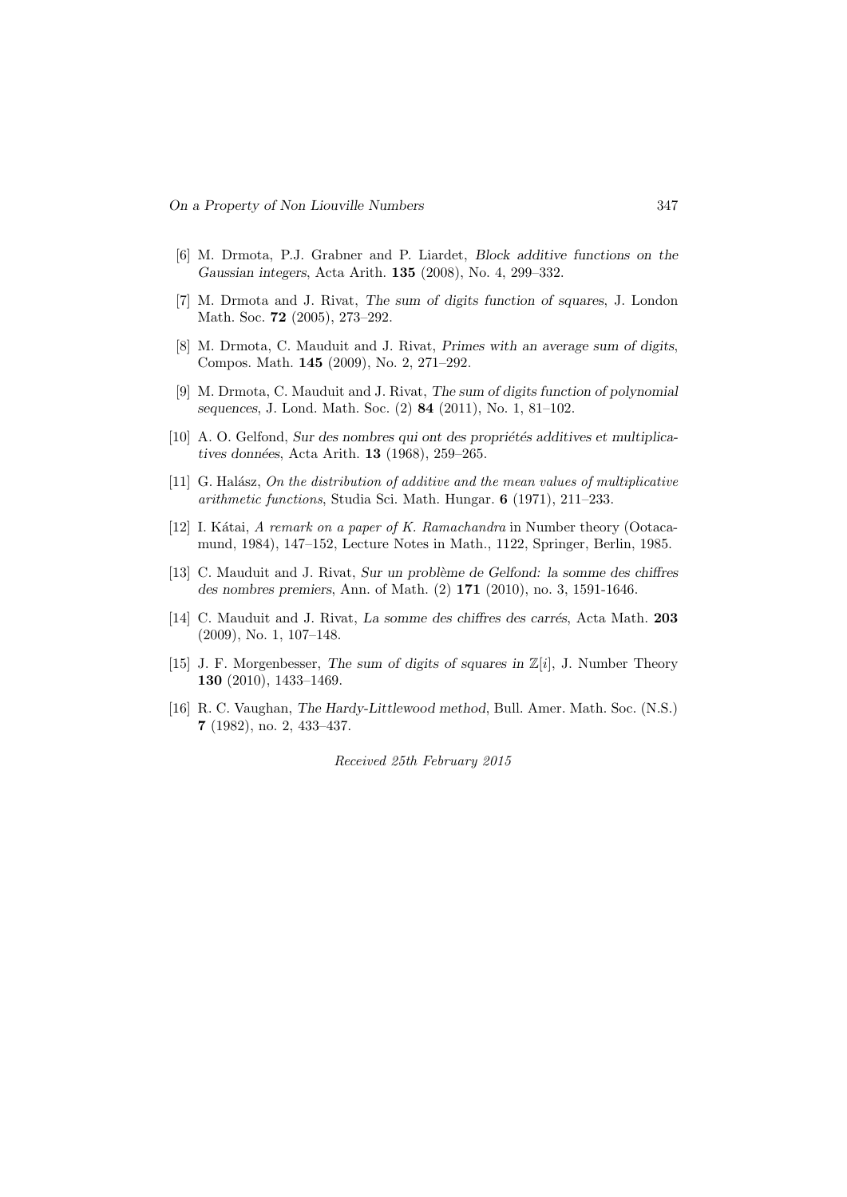[6] M. Drmota, P.J. Grabner and P. Liardet, *Block additive functions on the Gaussian integers*, Acta Arith. **135** (2008), No. 4, 299–332.

[7] M. Drmota and J. Rivat, *The sum of digits function of squares*, J. London Math. Soc. **72** (2005), 273–292.

[8] M. Drmota, C. Mauduit and J. Rivat, *Primes with an average sum of digits*, Compos. Math. **145** (2009), No. 2, 271–292.

[9] M. Drmota, C. Mauduit and J. Rivat, *The sum of digits function of polynomial sequences*, J. Lond. Math. Soc. (2) **84** (2011), No. 1, 81–102.

[10] A. O. Gelfond, *Sur des nombres qui ont des propriétés additives et multiplicatives données*, Acta Arith. **13** (1968), 259–265.

[11] G. Halász, *On the distribution of additive and the mean values of multiplicative arithmetic functions*, Studia Sci. Math. Hungar. **6** (1971), 211–233.

[12] I. Kátai, *A remark on a paper of K. Ramachandra* in Number theory (Ootacamund, 1984), 147–152, Lecture Notes in Math., 1122, Springer, Berlin, 1985.

[13] C. Mauduit and J. Rivat, *Sur un problème de Gelfond: la somme des chiffres des nombres premiers*, Ann. of Math. (2) **171** (2010), no. 3, 1591-1646.

[14] C. Mauduit and J. Rivat, *La somme des chiffres des carrés*, Acta Math. **203** (2009), No. 1, 107–148.

[15] J. F. Morgenbesser, *The sum of digits of squares in* $\mathbb{Z}[i]$, J. Number Theory **130** (2010), 1433–1469.

[16] R. C. Vaughan, *The Hardy-Littlewood method*, Bull. Amer. Math. Soc. (N.S.) **7** (1982), no. 2, 433–437.

*Received 25th February 2015*